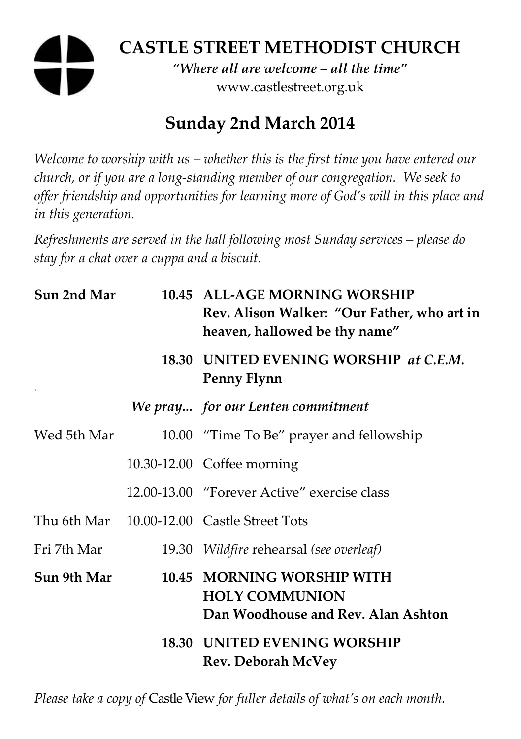# CASTLE STREET METHODIST CHURCH

*"Where all are welcome – all the time"*

www.castlestreet.org.uk

## Sunday 2nd March 2014

*Welcome to worship with us – whether this is the first time you have entered our church, or if you are a long-standing member of our congregation. We seek to offer friendship and opportunities for learning more of God's will in this place and in this generation.*

*Refreshments are served in the hall following most Sunday services – please do stay for a chat over a cuppa and a biscuit.*

| | | |
|---|---|---|
| **Sun 2nd Mar** | **10.45** | **ALL-AGE MORNING WORSHIP**<br>**Rev. Alison Walker: "Our Father, who art in heaven, hallowed be thy name"** |
| | **18.30** | **UNITED EVENING WORSHIP** ***at C.E.M.***<br>**Penny Flynn** |
| | ***We pray...*** | ***for our Lenten commitment*** |
| Wed 5th Mar | 10.00 | "Time To Be" prayer and fellowship |
| | 10.30-12.00 | Coffee morning |
| | 12.00-13.00 | "Forever Active" exercise class |
| Thu 6th Mar | 10.00-12.00 | Castle Street Tots |
| Fri 7th Mar | 19.30 | *Wildfire* rehearsal *(see overleaf)* |
| **Sun 9th Mar** | **10.45** | **MORNING WORSHIP WITH HOLY COMMUNION**<br>**Dan Woodhouse and Rev. Alan Ashton** |
| | **18.30** | **UNITED EVENING WORSHIP**<br>**Rev. Deborah McVey** |

*Please take a copy of* Castle View *for fuller details of what's on each month.*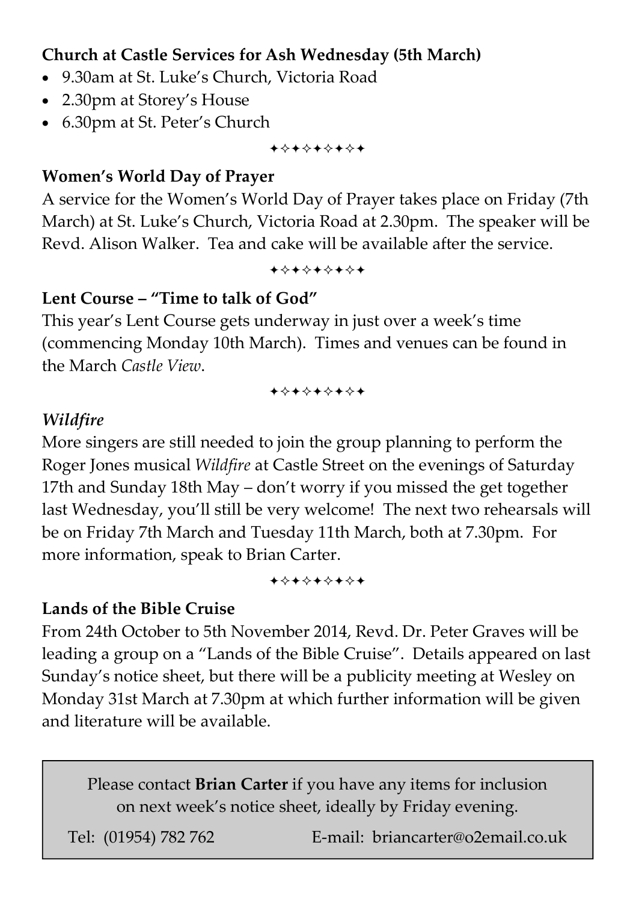**Church at Castle Services for Ash Wednesday (5th March)**

- 9.30am at St. Luke's Church, Victoria Road
- 2.30pm at Storey's House
- 6.30pm at St. Peter's Church

✦✧✦✧✦✧✦✧✦

**Women's World Day of Prayer**

A service for the Women's World Day of Prayer takes place on Friday (7th March) at St. Luke's Church, Victoria Road at 2.30pm. The speaker will be Revd. Alison Walker. Tea and cake will be available after the service.

✦✧✦✧✦✧✦✧✦

**Lent Course – "Time to talk of God"**

This year's Lent Course gets underway in just over a week's time (commencing Monday 10th March). Times and venues can be found in the March *Castle View*.

✦✧✦✧✦✧✦✧✦

***Wildfire***

More singers are still needed to join the group planning to perform the Roger Jones musical *Wildfire* at Castle Street on the evenings of Saturday 17th and Sunday 18th May – don't worry if you missed the get together last Wednesday, you'll still be very welcome! The next two rehearsals will be on Friday 7th March and Tuesday 11th March, both at 7.30pm. For more information, speak to Brian Carter.

✦✧✦✧✦✧✦✧✦

**Lands of the Bible Cruise**

From 24th October to 5th November 2014, Revd. Dr. Peter Graves will be leading a group on a "Lands of the Bible Cruise". Details appeared on last Sunday's notice sheet, but there will be a publicity meeting at Wesley on Monday 31st March at 7.30pm at which further information will be given and literature will be available.

Please contact **Brian Carter** if you have any items for inclusion on next week's notice sheet, ideally by Friday evening.

Tel: (01954) 782 762 E-mail: briancarter@o2email.co.uk